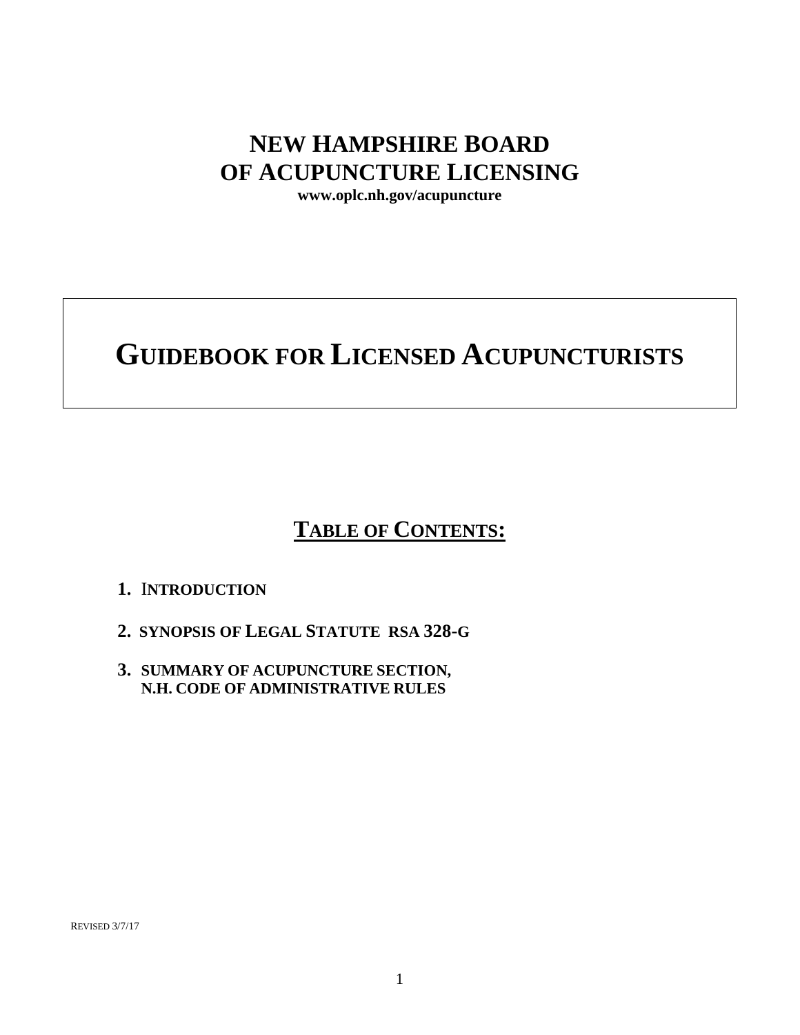# NEW HAMPSHIRE BOARD OF ACUPUNCTURE LICENSING

**www.oplc.nh.gov/acupuncture**

# GUIDEBOOK FOR LICENSED ACUPUNCTURISTS

## TABLE OF CONTENTS:

1. **INTRODUCTION**
2. **SYNOPSIS OF LEGAL STATUTE RSA 328-G**
3. **SUMMARY OF ACUPUNCTURE SECTION, N.H. CODE OF ADMINISTRATIVE RULES**

REVISED 3/7/17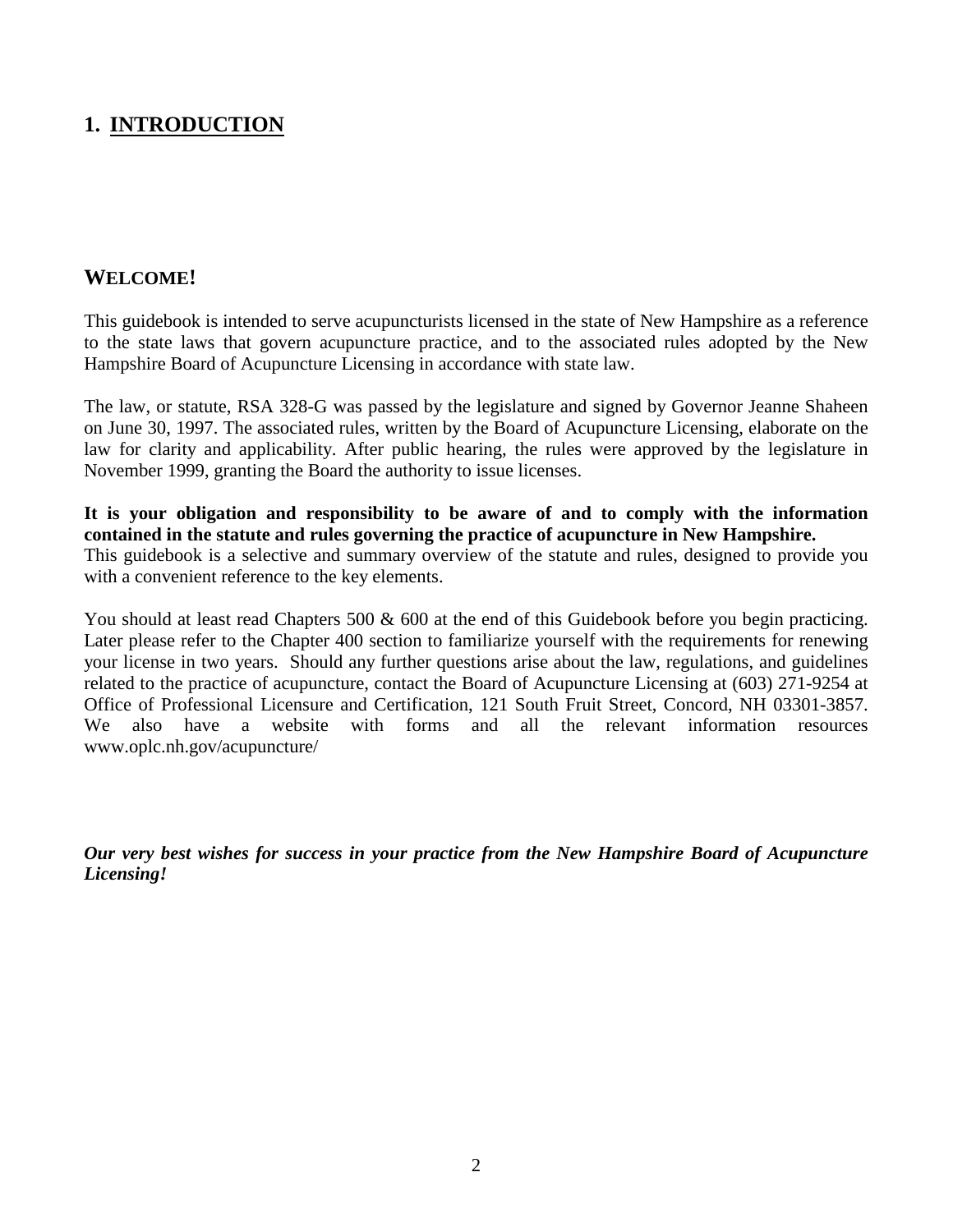# 1. INTRODUCTION

## WELCOME!

This guidebook is intended to serve acupuncturists licensed in the state of New Hampshire as a reference to the state laws that govern acupuncture practice, and to the associated rules adopted by the New Hampshire Board of Acupuncture Licensing in accordance with state law.

The law, or statute, RSA 328-G was passed by the legislature and signed by Governor Jeanne Shaheen on June 30, 1997. The associated rules, written by the Board of Acupuncture Licensing, elaborate on the law for clarity and applicability. After public hearing, the rules were approved by the legislature in November 1999, granting the Board the authority to issue licenses.

**It is your obligation and responsibility to be aware of and to comply with the information contained in the statute and rules governing the practice of acupuncture in New Hampshire.**
This guidebook is a selective and summary overview of the statute and rules, designed to provide you with a convenient reference to the key elements.

You should at least read Chapters 500 & 600 at the end of this Guidebook before you begin practicing. Later please refer to the Chapter 400 section to familiarize yourself with the requirements for renewing your license in two years. Should any further questions arise about the law, regulations, and guidelines related to the practice of acupuncture, contact the Board of Acupuncture Licensing at (603) 271-9254 at Office of Professional Licensure and Certification, 121 South Fruit Street, Concord, NH 03301-3857. We also have a website with forms and all the relevant information resources www.oplc.nh.gov/acupuncture/

***Our very best wishes for success in your practice from the New Hampshire Board of Acupuncture Licensing!***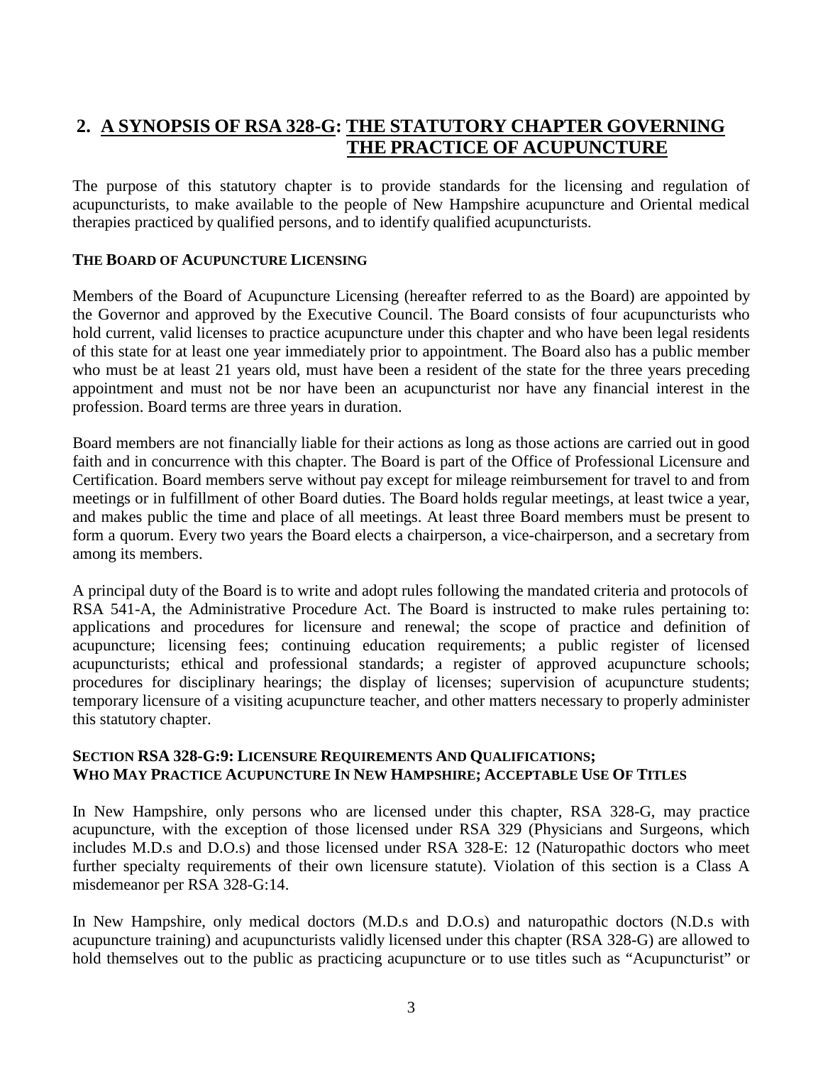## 2. A SYNOPSIS OF RSA 328-G: THE STATUTORY CHAPTER GOVERNING THE PRACTICE OF ACUPUNCTURE

The purpose of this statutory chapter is to provide standards for the licensing and regulation of acupuncturists, to make available to the people of New Hampshire acupuncture and Oriental medical therapies practiced by qualified persons, and to identify qualified acupuncturists.

### THE BOARD OF ACUPUNCTURE LICENSING

Members of the Board of Acupuncture Licensing (hereafter referred to as the Board) are appointed by the Governor and approved by the Executive Council. The Board consists of four acupuncturists who hold current, valid licenses to practice acupuncture under this chapter and who have been legal residents of this state for at least one year immediately prior to appointment. The Board also has a public member who must be at least 21 years old, must have been a resident of the state for the three years preceding appointment and must not be nor have been an acupuncturist nor have any financial interest in the profession. Board terms are three years in duration.

Board members are not financially liable for their actions as long as those actions are carried out in good faith and in concurrence with this chapter. The Board is part of the Office of Professional Licensure and Certification. Board members serve without pay except for mileage reimbursement for travel to and from meetings or in fulfillment of other Board duties. The Board holds regular meetings, at least twice a year, and makes public the time and place of all meetings. At least three Board members must be present to form a quorum. Every two years the Board elects a chairperson, a vice-chairperson, and a secretary from among its members.

A principal duty of the Board is to write and adopt rules following the mandated criteria and protocols of RSA 541-A, the Administrative Procedure Act. The Board is instructed to make rules pertaining to: applications and procedures for licensure and renewal; the scope of practice and definition of acupuncture; licensing fees; continuing education requirements; a public register of licensed acupuncturists; ethical and professional standards; a register of approved acupuncture schools; procedures for disciplinary hearings; the display of licenses; supervision of acupuncture students; temporary licensure of a visiting acupuncture teacher, and other matters necessary to properly administer this statutory chapter.

### SECTION RSA 328-G:9: LICENSURE REQUIREMENTS AND QUALIFICATIONS; WHO MAY PRACTICE ACUPUNCTURE IN NEW HAMPSHIRE; ACCEPTABLE USE OF TITLES

In New Hampshire, only persons who are licensed under this chapter, RSA 328-G, may practice acupuncture, with the exception of those licensed under RSA 329 (Physicians and Surgeons, which includes M.D.s and D.O.s) and those licensed under RSA 328-E: 12 (Naturopathic doctors who meet further specialty requirements of their own licensure statute). Violation of this section is a Class A misdemeanor per RSA 328-G:14.

In New Hampshire, only medical doctors (M.D.s and D.O.s) and naturopathic doctors (N.D.s with acupuncture training) and acupuncturists validly licensed under this chapter (RSA 328-G) are allowed to hold themselves out to the public as practicing acupuncture or to use titles such as "Acupuncturist" or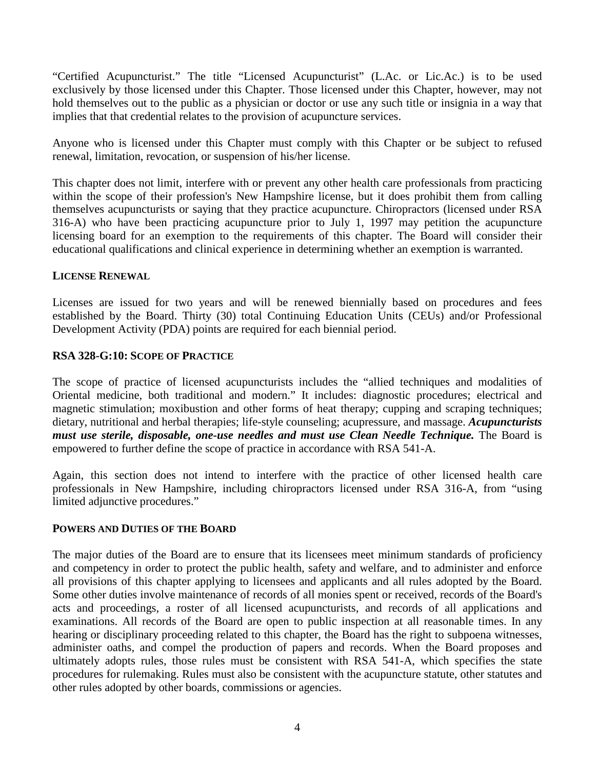"Certified Acupuncturist." The title "Licensed Acupuncturist" (L.Ac. or Lic.Ac.) is to be used exclusively by those licensed under this Chapter. Those licensed under this Chapter, however, may not hold themselves out to the public as a physician or doctor or use any such title or insignia in a way that implies that that credential relates to the provision of acupuncture services.

Anyone who is licensed under this Chapter must comply with this Chapter or be subject to refused renewal, limitation, revocation, or suspension of his/her license.

This chapter does not limit, interfere with or prevent any other health care professionals from practicing within the scope of their profession's New Hampshire license, but it does prohibit them from calling themselves acupuncturists or saying that they practice acupuncture. Chiropractors (licensed under RSA 316-A) who have been practicing acupuncture prior to July 1, 1997 may petition the acupuncture licensing board for an exemption to the requirements of this chapter. The Board will consider their educational qualifications and clinical experience in determining whether an exemption is warranted.

### LICENSE RENEWAL

Licenses are issued for two years and will be renewed biennially based on procedures and fees established by the Board. Thirty (30) total Continuing Education Units (CEUs) and/or Professional Development Activity (PDA) points are required for each biennial period.

### RSA 328-G:10: SCOPE OF PRACTICE

The scope of practice of licensed acupuncturists includes the "allied techniques and modalities of Oriental medicine, both traditional and modern." It includes: diagnostic procedures; electrical and magnetic stimulation; moxibustion and other forms of heat therapy; cupping and scraping techniques; dietary, nutritional and herbal therapies; life-style counseling; acupressure, and massage. ***Acupuncturists must use sterile, disposable, one-use needles and must use Clean Needle Technique.*** The Board is empowered to further define the scope of practice in accordance with RSA 541-A.

Again, this section does not intend to interfere with the practice of other licensed health care professionals in New Hampshire, including chiropractors licensed under RSA 316-A, from "using limited adjunctive procedures."

### POWERS AND DUTIES OF THE BOARD

The major duties of the Board are to ensure that its licensees meet minimum standards of proficiency and competency in order to protect the public health, safety and welfare, and to administer and enforce all provisions of this chapter applying to licensees and applicants and all rules adopted by the Board. Some other duties involve maintenance of records of all monies spent or received, records of the Board's acts and proceedings, a roster of all licensed acupuncturists, and records of all applications and examinations. All records of the Board are open to public inspection at all reasonable times. In any hearing or disciplinary proceeding related to this chapter, the Board has the right to subpoena witnesses, administer oaths, and compel the production of papers and records. When the Board proposes and ultimately adopts rules, those rules must be consistent with RSA 541-A, which specifies the state procedures for rulemaking. Rules must also be consistent with the acupuncture statute, other statutes and other rules adopted by other boards, commissions or agencies.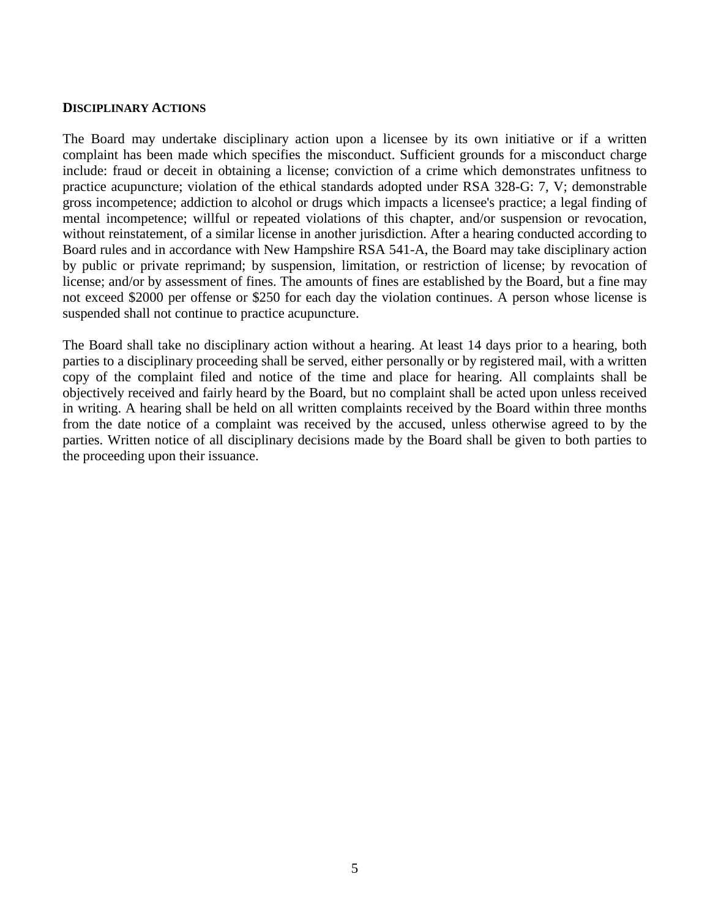**DISCIPLINARY ACTIONS**

The Board may undertake disciplinary action upon a licensee by its own initiative or if a written complaint has been made which specifies the misconduct. Sufficient grounds for a misconduct charge include: fraud or deceit in obtaining a license; conviction of a crime which demonstrates unfitness to practice acupuncture; violation of the ethical standards adopted under RSA 328-G: 7, V; demonstrable gross incompetence; addiction to alcohol or drugs which impacts a licensee's practice; a legal finding of mental incompetence; willful or repeated violations of this chapter, and/or suspension or revocation, without reinstatement, of a similar license in another jurisdiction. After a hearing conducted according to Board rules and in accordance with New Hampshire RSA 541-A, the Board may take disciplinary action by public or private reprimand; by suspension, limitation, or restriction of license; by revocation of license; and/or by assessment of fines. The amounts of fines are established by the Board, but a fine may not exceed $2000 per offense or $250 for each day the violation continues. A person whose license is suspended shall not continue to practice acupuncture.

The Board shall take no disciplinary action without a hearing. At least 14 days prior to a hearing, both parties to a disciplinary proceeding shall be served, either personally or by registered mail, with a written copy of the complaint filed and notice of the time and place for hearing. All complaints shall be objectively received and fairly heard by the Board, but no complaint shall be acted upon unless received in writing. A hearing shall be held on all written complaints received by the Board within three months from the date notice of a complaint was received by the accused, unless otherwise agreed to by the parties. Written notice of all disciplinary decisions made by the Board shall be given to both parties to the proceeding upon their issuance.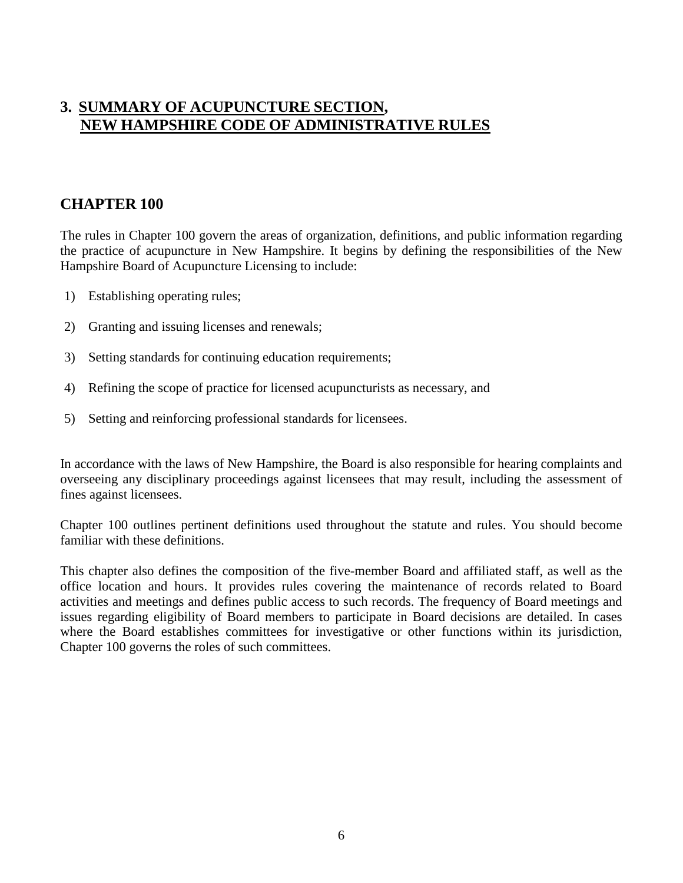## 3. SUMMARY OF ACUPUNCTURE SECTION, NEW HAMPSHIRE CODE OF ADMINISTRATIVE RULES

## CHAPTER 100

The rules in Chapter 100 govern the areas of organization, definitions, and public information regarding the practice of acupuncture in New Hampshire. It begins by defining the responsibilities of the New Hampshire Board of Acupuncture Licensing to include:

1) Establishing operating rules;
2) Granting and issuing licenses and renewals;
3) Setting standards for continuing education requirements;
4) Refining the scope of practice for licensed acupuncturists as necessary, and
5) Setting and reinforcing professional standards for licensees.

In accordance with the laws of New Hampshire, the Board is also responsible for hearing complaints and overseeing any disciplinary proceedings against licensees that may result, including the assessment of fines against licensees.

Chapter 100 outlines pertinent definitions used throughout the statute and rules. You should become familiar with these definitions.

This chapter also defines the composition of the five-member Board and affiliated staff, as well as the office location and hours. It provides rules covering the maintenance of records related to Board activities and meetings and defines public access to such records. The frequency of Board meetings and issues regarding eligibility of Board members to participate in Board decisions are detailed. In cases where the Board establishes committees for investigative or other functions within its jurisdiction, Chapter 100 governs the roles of such committees.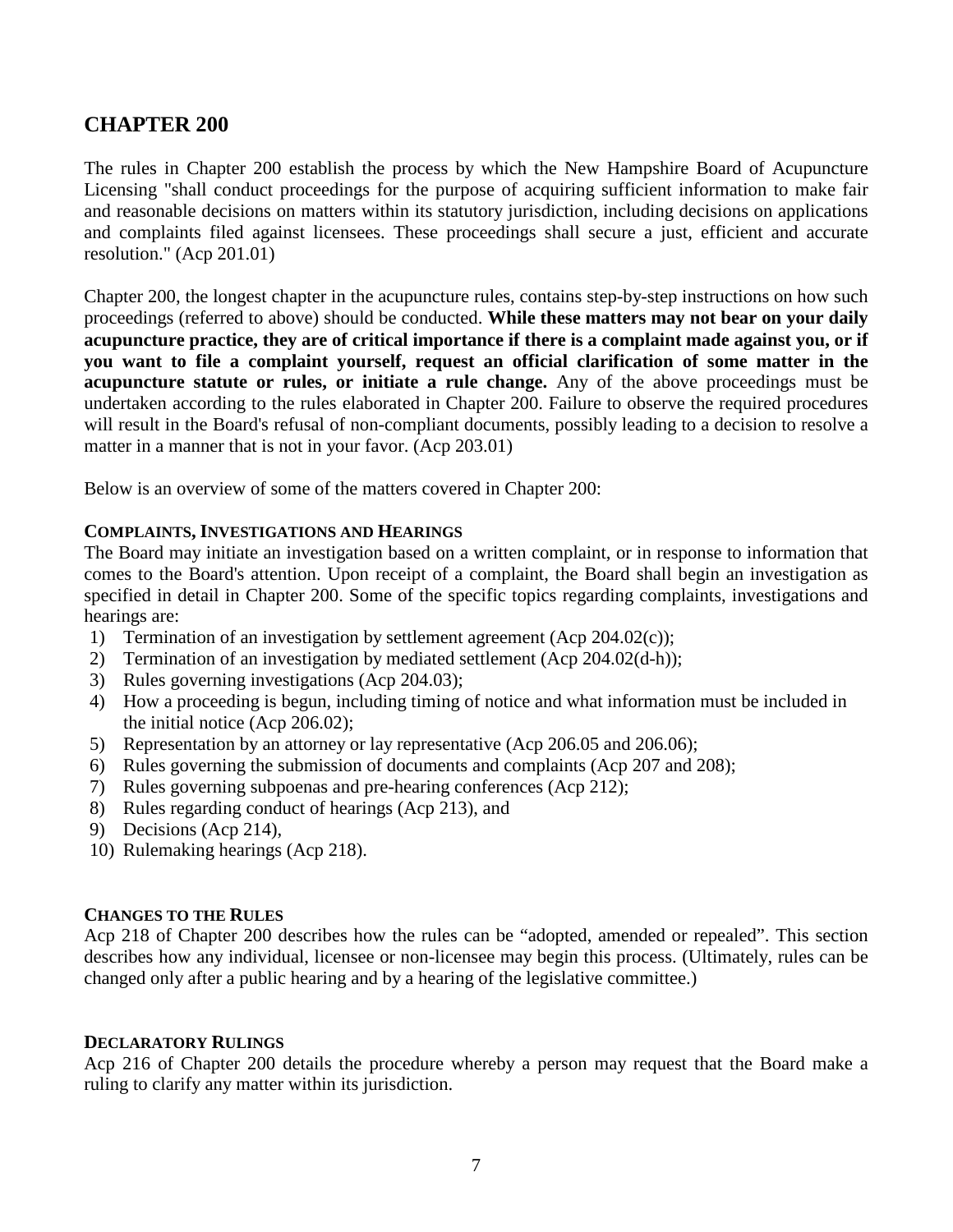## CHAPTER 200

The rules in Chapter 200 establish the process by which the New Hampshire Board of Acupuncture Licensing "shall conduct proceedings for the purpose of acquiring sufficient information to make fair and reasonable decisions on matters within its statutory jurisdiction, including decisions on applications and complaints filed against licensees. These proceedings shall secure a just, efficient and accurate resolution." (Acp 201.01)

Chapter 200, the longest chapter in the acupuncture rules, contains step-by-step instructions on how such proceedings (referred to above) should be conducted. **While these matters may not bear on your daily acupuncture practice, they are of critical importance if there is a complaint made against you, or if you want to file a complaint yourself, request an official clarification of some matter in the acupuncture statute or rules, or initiate a rule change.** Any of the above proceedings must be undertaken according to the rules elaborated in Chapter 200. Failure to observe the required procedures will result in the Board's refusal of non-compliant documents, possibly leading to a decision to resolve a matter in a manner that is not in your favor. (Acp 203.01)

Below is an overview of some of the matters covered in Chapter 200:

#### COMPLAINTS, INVESTIGATIONS AND HEARINGS

The Board may initiate an investigation based on a written complaint, or in response to information that comes to the Board's attention. Upon receipt of a complaint, the Board shall begin an investigation as specified in detail in Chapter 200. Some of the specific topics regarding complaints, investigations and hearings are:

1) Termination of an investigation by settlement agreement (Acp 204.02(c));
2) Termination of an investigation by mediated settlement (Acp 204.02(d-h));
3) Rules governing investigations (Acp 204.03);
4) How a proceeding is begun, including timing of notice and what information must be included in the initial notice (Acp 206.02);
5) Representation by an attorney or lay representative (Acp 206.05 and 206.06);
6) Rules governing the submission of documents and complaints (Acp 207 and 208);
7) Rules governing subpoenas and pre-hearing conferences (Acp 212);
8) Rules regarding conduct of hearings (Acp 213), and
9) Decisions (Acp 214),
10) Rulemaking hearings (Acp 218).

#### CHANGES TO THE RULES

Acp 218 of Chapter 200 describes how the rules can be "adopted, amended or repealed". This section describes how any individual, licensee or non-licensee may begin this process. (Ultimately, rules can be changed only after a public hearing and by a hearing of the legislative committee.)

#### DECLARATORY RULINGS

Acp 216 of Chapter 200 details the procedure whereby a person may request that the Board make a ruling to clarify any matter within its jurisdiction.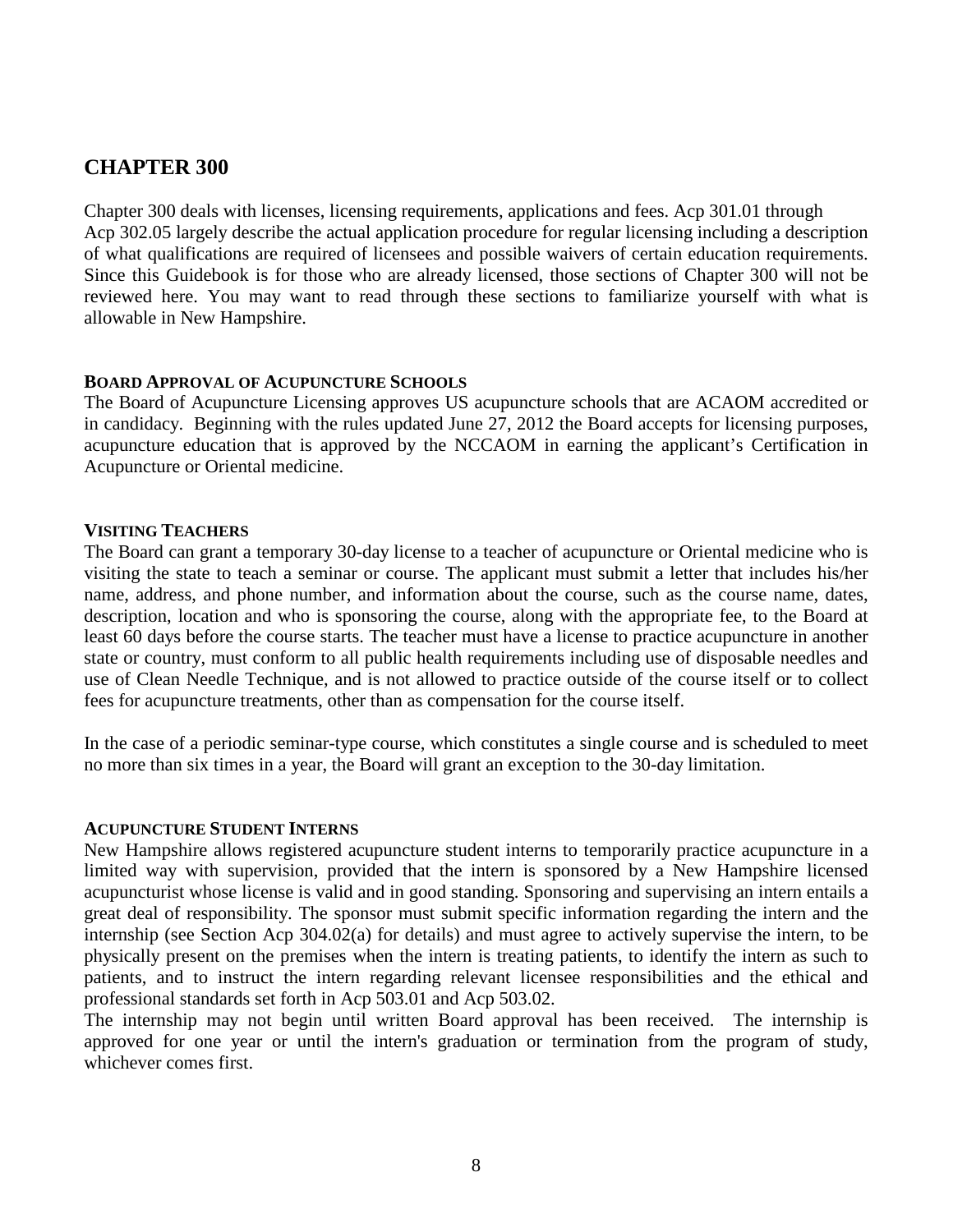## CHAPTER 300

Chapter 300 deals with licenses, licensing requirements, applications and fees. Acp 301.01 through Acp 302.05 largely describe the actual application procedure for regular licensing including a description of what qualifications are required of licensees and possible waivers of certain education requirements. Since this Guidebook is for those who are already licensed, those sections of Chapter 300 will not be reviewed here. You may want to read through these sections to familiarize yourself with what is allowable in New Hampshire.

### BOARD APPROVAL OF ACUPUNCTURE SCHOOLS

The Board of Acupuncture Licensing approves US acupuncture schools that are ACAOM accredited or in candidacy. Beginning with the rules updated June 27, 2012 the Board accepts for licensing purposes, acupuncture education that is approved by the NCCAOM in earning the applicant's Certification in Acupuncture or Oriental medicine.

### VISITING TEACHERS

The Board can grant a temporary 30-day license to a teacher of acupuncture or Oriental medicine who is visiting the state to teach a seminar or course. The applicant must submit a letter that includes his/her name, address, and phone number, and information about the course, such as the course name, dates, description, location and who is sponsoring the course, along with the appropriate fee, to the Board at least 60 days before the course starts. The teacher must have a license to practice acupuncture in another state or country, must conform to all public health requirements including use of disposable needles and use of Clean Needle Technique, and is not allowed to practice outside of the course itself or to collect fees for acupuncture treatments, other than as compensation for the course itself.

In the case of a periodic seminar-type course, which constitutes a single course and is scheduled to meet no more than six times in a year, the Board will grant an exception to the 30-day limitation.

### ACUPUNCTURE STUDENT INTERNS

New Hampshire allows registered acupuncture student interns to temporarily practice acupuncture in a limited way with supervision, provided that the intern is sponsored by a New Hampshire licensed acupuncturist whose license is valid and in good standing. Sponsoring and supervising an intern entails a great deal of responsibility. The sponsor must submit specific information regarding the intern and the internship (see Section Acp 304.02(a) for details) and must agree to actively supervise the intern, to be physically present on the premises when the intern is treating patients, to identify the intern as such to patients, and to instruct the intern regarding relevant licensee responsibilities and the ethical and professional standards set forth in Acp 503.01 and Acp 503.02.

The internship may not begin until written Board approval has been received. The internship is approved for one year or until the intern's graduation or termination from the program of study, whichever comes first.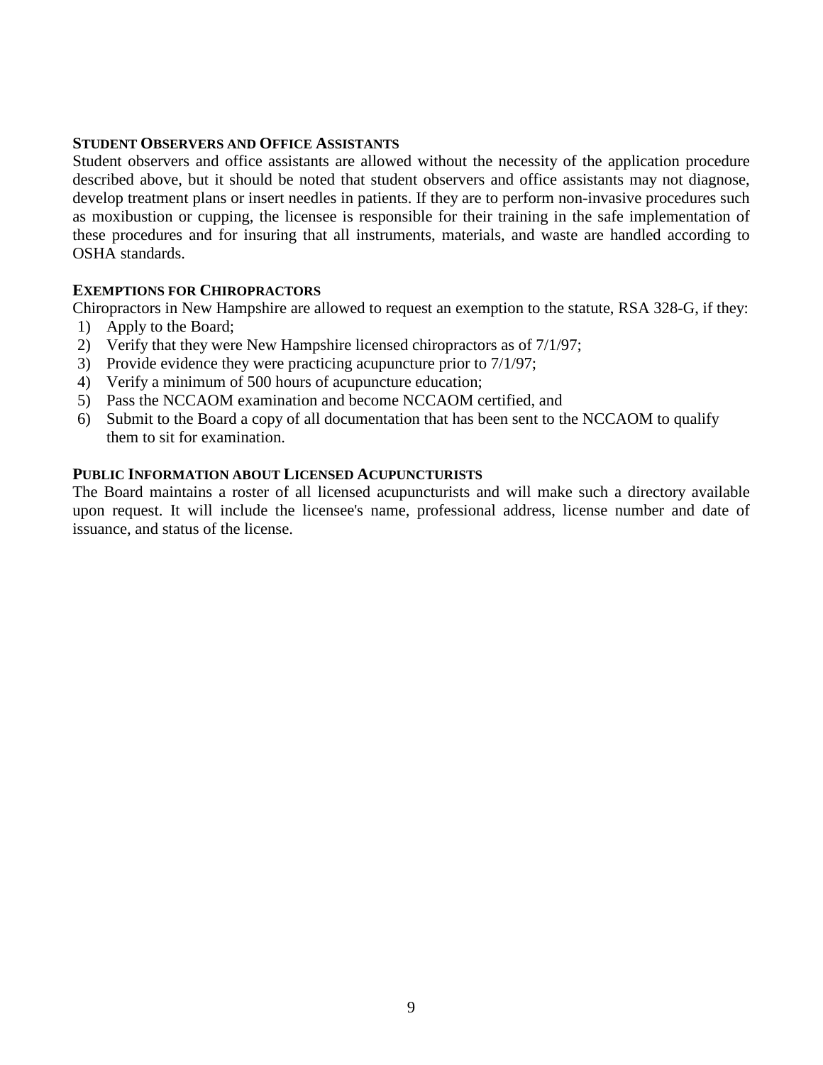## STUDENT OBSERVERS AND OFFICE ASSISTANTS

Student observers and office assistants are allowed without the necessity of the application procedure described above, but it should be noted that student observers and office assistants may not diagnose, develop treatment plans or insert needles in patients. If they are to perform non-invasive procedures such as moxibustion or cupping, the licensee is responsible for their training in the safe implementation of these procedures and for insuring that all instruments, materials, and waste are handled according to OSHA standards.

## EXEMPTIONS FOR CHIROPRACTORS

Chiropractors in New Hampshire are allowed to request an exemption to the statute, RSA 328-G, if they:

1) Apply to the Board;
2) Verify that they were New Hampshire licensed chiropractors as of 7/1/97;
3) Provide evidence they were practicing acupuncture prior to 7/1/97;
4) Verify a minimum of 500 hours of acupuncture education;
5) Pass the NCCAOM examination and become NCCAOM certified, and
6) Submit to the Board a copy of all documentation that has been sent to the NCCAOM to qualify them to sit for examination.

## PUBLIC INFORMATION ABOUT LICENSED ACUPUNCTURISTS

The Board maintains a roster of all licensed acupuncturists and will make such a directory available upon request. It will include the licensee's name, professional address, license number and date of issuance, and status of the license.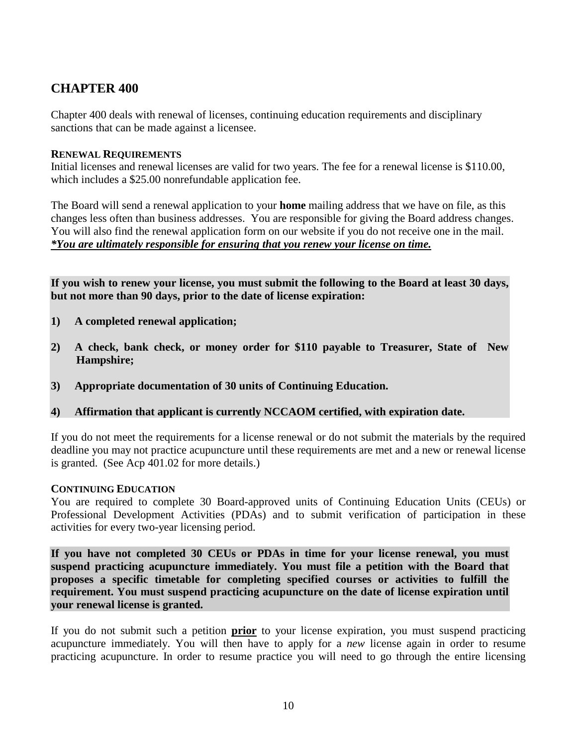## CHAPTER 400

Chapter 400 deals with renewal of licenses, continuing education requirements and disciplinary sanctions that can be made against a licensee.

### RENEWAL REQUIREMENTS

Initial licenses and renewal licenses are valid for two years. The fee for a renewal license is $110.00, which includes a $25.00 nonrefundable application fee.

The Board will send a renewal application to your **home** mailing address that we have on file, as this changes less often than business addresses. You are responsible for giving the Board address changes. You will also find the renewal application form on our website if you do not receive one in the mail. ***\*You are ultimately responsible for ensuring that you renew your license on time.***

**If you wish to renew your license, you must submit the following to the Board at least 30 days, but not more than 90 days, prior to the date of license expiration:**

1) **A completed renewal application;**
2) **A check, bank check, or money order for $110 payable to Treasurer, State of New Hampshire;**
3) **Appropriate documentation of 30 units of Continuing Education.**
4) **Affirmation that applicant is currently NCCAOM certified, with expiration date.**

If you do not meet the requirements for a license renewal or do not submit the materials by the required deadline you may not practice acupuncture until these requirements are met and a new or renewal license is granted. (See Acp 401.02 for more details.)

### CONTINUING EDUCATION

You are required to complete 30 Board-approved units of Continuing Education Units (CEUs) or Professional Development Activities (PDAs) and to submit verification of participation in these activities for every two-year licensing period.

**If you have not completed 30 CEUs or PDAs in time for your license renewal, you must suspend practicing acupuncture immediately. You must file a petition with the Board that proposes a specific timetable for completing specified courses or activities to fulfill the requirement. You must suspend practicing acupuncture on the date of license expiration until your renewal license is granted.**

If you do not submit such a petition **prior** to your license expiration, you must suspend practicing acupuncture immediately. You will then have to apply for a *new* license again in order to resume practicing acupuncture. In order to resume practice you will need to go through the entire licensing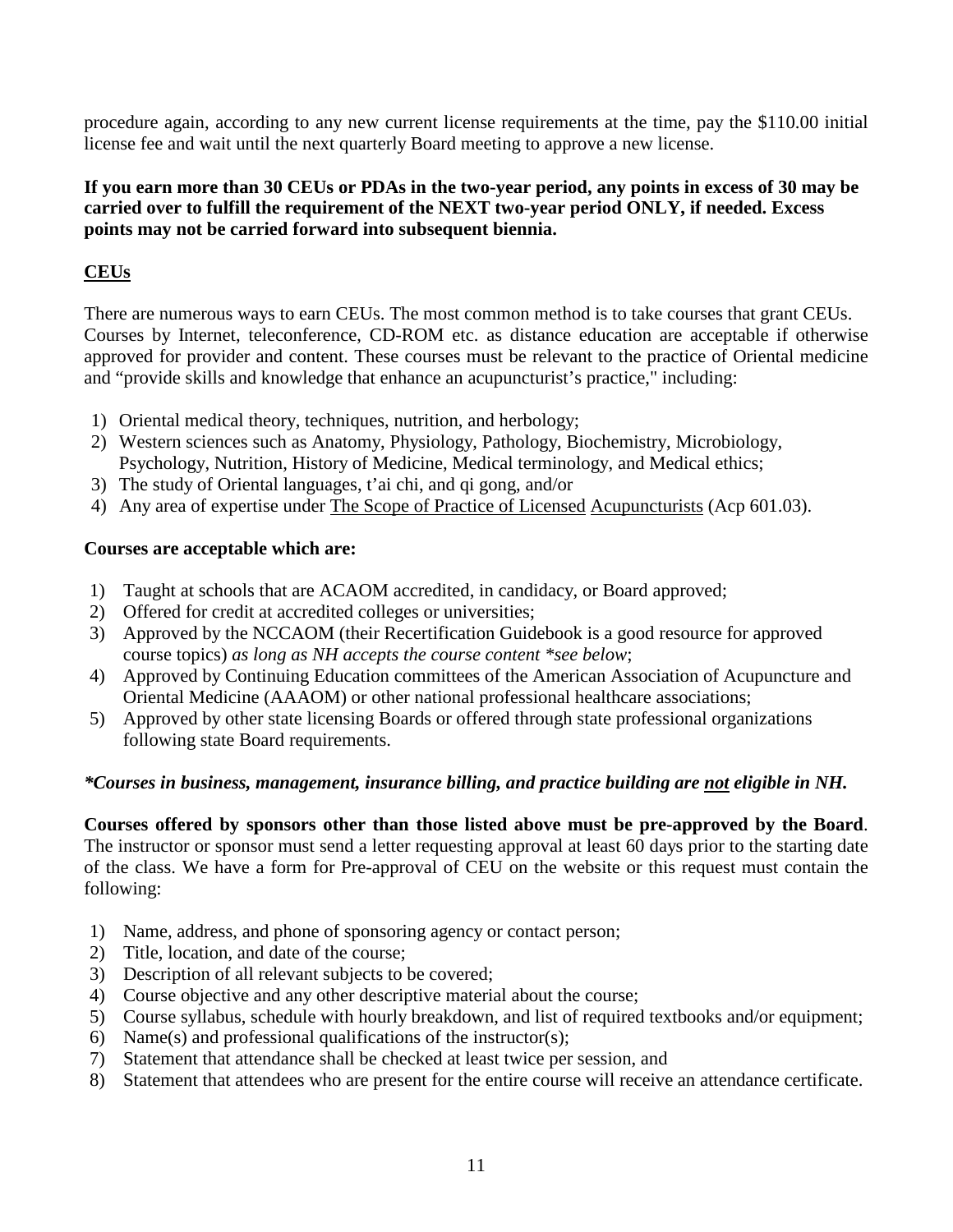procedure again, according to any new current license requirements at the time, pay the $110.00 initial license fee and wait until the next quarterly Board meeting to approve a new license.

**If you earn more than 30 CEUs or PDAs in the two-year period, any points in excess of 30 may be carried over to fulfill the requirement of the NEXT two-year period ONLY, if needed. Excess points may not be carried forward into subsequent biennia.**

## CEUs

There are numerous ways to earn CEUs. The most common method is to take courses that grant CEUs. Courses by Internet, teleconference, CD-ROM etc. as distance education are acceptable if otherwise approved for provider and content. These courses must be relevant to the practice of Oriental medicine and "provide skills and knowledge that enhance an acupuncturist's practice," including:

1) Oriental medical theory, techniques, nutrition, and herbology;
2) Western sciences such as Anatomy, Physiology, Pathology, Biochemistry, Microbiology, Psychology, Nutrition, History of Medicine, Medical terminology, and Medical ethics;
3) The study of Oriental languages, t'ai chi, and qi gong, and/or
4) Any area of expertise under The Scope of Practice of Licensed Acupuncturists (Acp 601.03).

**Courses are acceptable which are:**

1) Taught at schools that are ACAOM accredited, in candidacy, or Board approved;
2) Offered for credit at accredited colleges or universities;
3) Approved by the NCCAOM (their Recertification Guidebook is a good resource for approved course topics) *as long as NH accepts the course content *see below*;
4) Approved by Continuing Education committees of the American Association of Acupuncture and Oriental Medicine (AAAOM) or other national professional healthcare associations;
5) Approved by other state licensing Boards or offered through state professional organizations following state Board requirements.

***Courses in business, management, insurance billing, and practice building are not eligible in NH.***

**Courses offered by sponsors other than those listed above must be pre-approved by the Board**. The instructor or sponsor must send a letter requesting approval at least 60 days prior to the starting date of the class. We have a form for Pre-approval of CEU on the website or this request must contain the following:

1) Name, address, and phone of sponsoring agency or contact person;
2) Title, location, and date of the course;
3) Description of all relevant subjects to be covered;
4) Course objective and any other descriptive material about the course;
5) Course syllabus, schedule with hourly breakdown, and list of required textbooks and/or equipment;
6) Name(s) and professional qualifications of the instructor(s);
7) Statement that attendance shall be checked at least twice per session, and
8) Statement that attendees who are present for the entire course will receive an attendance certificate.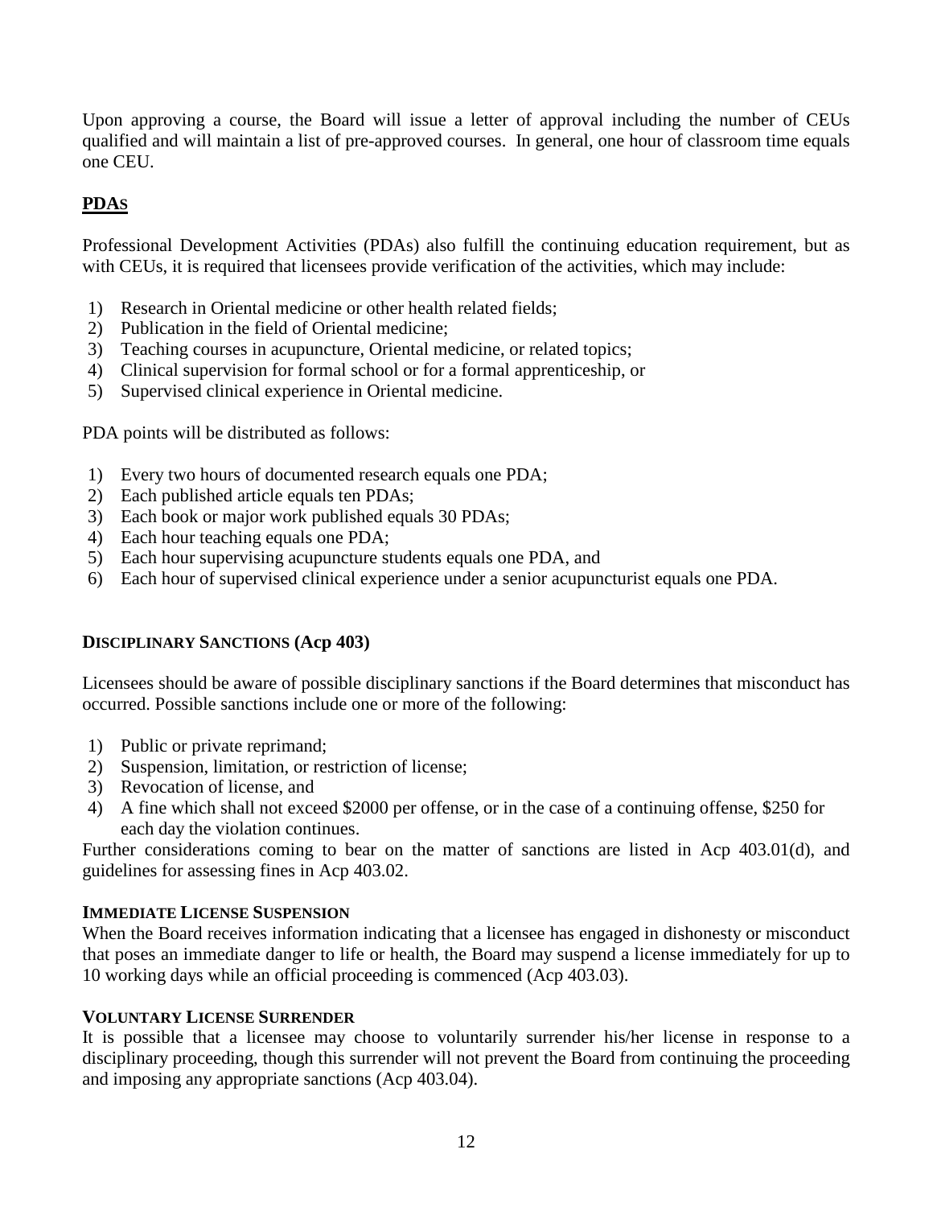Upon approving a course, the Board will issue a letter of approval including the number of CEUs qualified and will maintain a list of pre-approved courses. In general, one hour of classroom time equals one CEU.

## PDAs

Professional Development Activities (PDAs) also fulfill the continuing education requirement, but as with CEUs, it is required that licensees provide verification of the activities, which may include:

1) Research in Oriental medicine or other health related fields;
2) Publication in the field of Oriental medicine;
3) Teaching courses in acupuncture, Oriental medicine, or related topics;
4) Clinical supervision for formal school or for a formal apprenticeship, or
5) Supervised clinical experience in Oriental medicine.

PDA points will be distributed as follows:

1) Every two hours of documented research equals one PDA;
2) Each published article equals ten PDAs;
3) Each book or major work published equals 30 PDAs;
4) Each hour teaching equals one PDA;
5) Each hour supervising acupuncture students equals one PDA, and
6) Each hour of supervised clinical experience under a senior acupuncturist equals one PDA.

## DISCIPLINARY SANCTIONS (Acp 403)

Licensees should be aware of possible disciplinary sanctions if the Board determines that misconduct has occurred. Possible sanctions include one or more of the following:

1) Public or private reprimand;
2) Suspension, limitation, or restriction of license;
3) Revocation of license, and
4) A fine which shall not exceed $2000 per offense, or in the case of a continuing offense, $250 for each day the violation continues.

Further considerations coming to bear on the matter of sanctions are listed in Acp 403.01(d), and guidelines for assessing fines in Acp 403.02.

### IMMEDIATE LICENSE SUSPENSION

When the Board receives information indicating that a licensee has engaged in dishonesty or misconduct that poses an immediate danger to life or health, the Board may suspend a license immediately for up to 10 working days while an official proceeding is commenced (Acp 403.03).

### VOLUNTARY LICENSE SURRENDER

It is possible that a licensee may choose to voluntarily surrender his/her license in response to a disciplinary proceeding, though this surrender will not prevent the Board from continuing the proceeding and imposing any appropriate sanctions (Acp 403.04).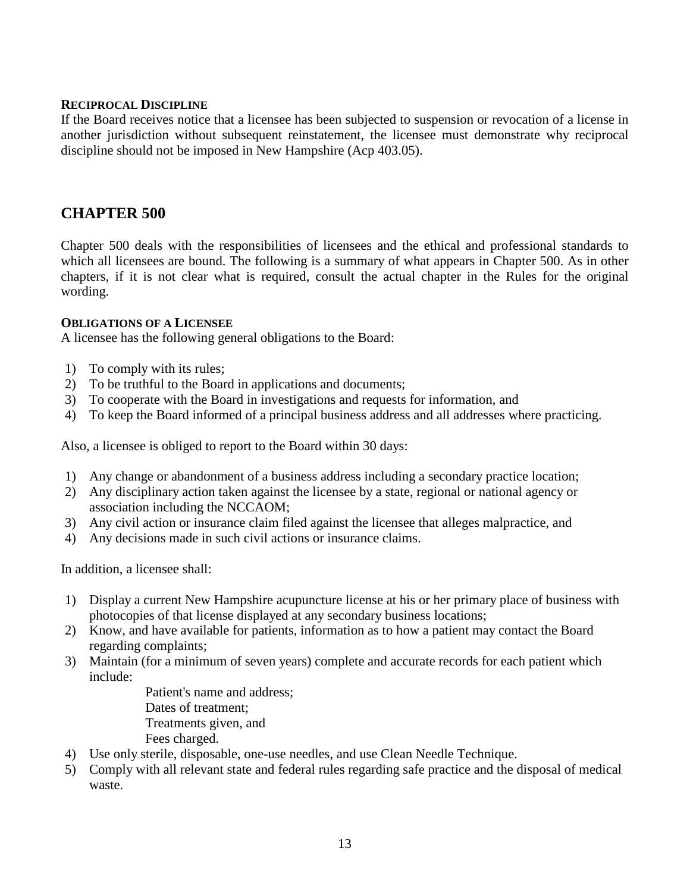#### Reciprocal Discipline

If the Board receives notice that a licensee has been subjected to suspension or revocation of a license in another jurisdiction without subsequent reinstatement, the licensee must demonstrate why reciprocal discipline should not be imposed in New Hampshire (Acp 403.05).

## CHAPTER 500

Chapter 500 deals with the responsibilities of licensees and the ethical and professional standards to which all licensees are bound. The following is a summary of what appears in Chapter 500. As in other chapters, if it is not clear what is required, consult the actual chapter in the Rules for the original wording.

#### Obligations of a Licensee

A licensee has the following general obligations to the Board:

1) To comply with its rules;
2) To be truthful to the Board in applications and documents;
3) To cooperate with the Board in investigations and requests for information, and
4) To keep the Board informed of a principal business address and all addresses where practicing.

Also, a licensee is obliged to report to the Board within 30 days:

1) Any change or abandonment of a business address including a secondary practice location;
2) Any disciplinary action taken against the licensee by a state, regional or national agency or association including the NCCAOM;
3) Any civil action or insurance claim filed against the licensee that alleges malpractice, and
4) Any decisions made in such civil actions or insurance claims.

In addition, a licensee shall:

1) Display a current New Hampshire acupuncture license at his or her primary place of business with photocopies of that license displayed at any secondary business locations;
2) Know, and have available for patients, information as to how a patient may contact the Board regarding complaints;
3) Maintain (for a minimum of seven years) complete and accurate records for each patient which include:
   - Patient's name and address;
   - Dates of treatment;
   - Treatments given, and
   - Fees charged.
4) Use only sterile, disposable, one-use needles, and use Clean Needle Technique.
5) Comply with all relevant state and federal rules regarding safe practice and the disposal of medical waste.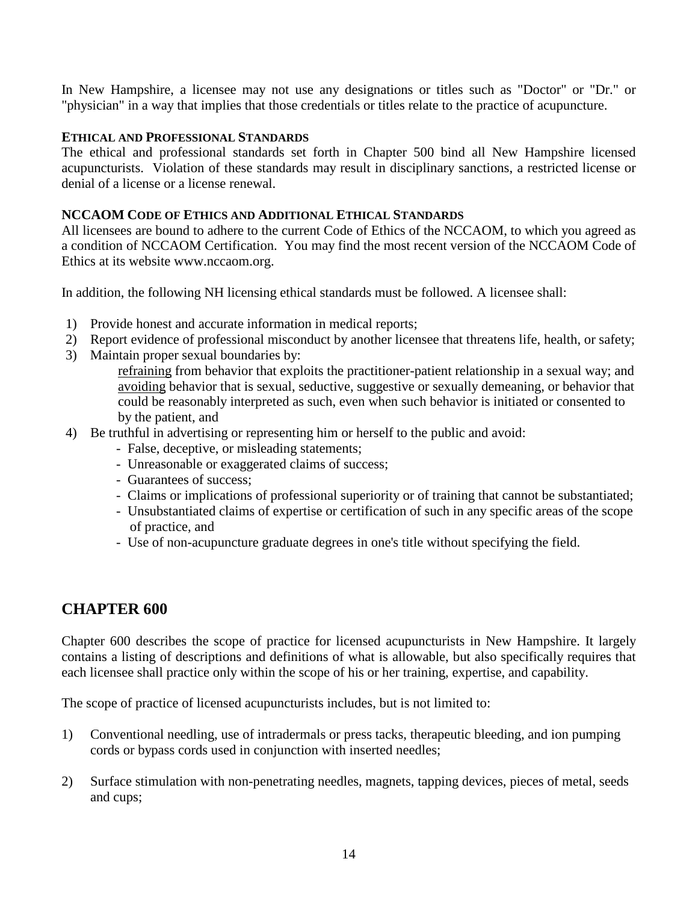In New Hampshire, a licensee may not use any designations or titles such as "Doctor" or "Dr." or "physician" in a way that implies that those credentials or titles relate to the practice of acupuncture.

#### ETHICAL AND PROFESSIONAL STANDARDS

The ethical and professional standards set forth in Chapter 500 bind all New Hampshire licensed acupuncturists. Violation of these standards may result in disciplinary sanctions, a restricted license or denial of a license or a license renewal.

#### NCCAOM CODE OF ETHICS AND ADDITIONAL ETHICAL STANDARDS

All licensees are bound to adhere to the current Code of Ethics of the NCCAOM, to which you agreed as a condition of NCCAOM Certification. You may find the most recent version of the NCCAOM Code of Ethics at its website www.nccaom.org.

In addition, the following NH licensing ethical standards must be followed. A licensee shall:

1) Provide honest and accurate information in medical reports;
2) Report evidence of professional misconduct by another licensee that threatens life, health, or safety;
3) Maintain proper sexual boundaries by:
   <u>refraining</u> from behavior that exploits the practitioner-patient relationship in a sexual way; and <u>avoiding</u> behavior that is sexual, seductive, suggestive or sexually demeaning, or behavior that could be reasonably interpreted as such, even when such behavior is initiated or consented to by the patient, and
4) Be truthful in advertising or representing him or herself to the public and avoid:
   - False, deceptive, or misleading statements;
   - Unreasonable or exaggerated claims of success;
   - Guarantees of success;
   - Claims or implications of professional superiority or of training that cannot be substantiated;
   - Unsubstantiated claims of expertise or certification of such in any specific areas of the scope of practice, and
   - Use of non-acupuncture graduate degrees in one's title without specifying the field.

## CHAPTER 600

Chapter 600 describes the scope of practice for licensed acupuncturists in New Hampshire. It largely contains a listing of descriptions and definitions of what is allowable, but also specifically requires that each licensee shall practice only within the scope of his or her training, expertise, and capability.

The scope of practice of licensed acupuncturists includes, but is not limited to:

1) Conventional needling, use of intradermals or press tacks, therapeutic bleeding, and ion pumping cords or bypass cords used in conjunction with inserted needles;

2) Surface stimulation with non-penetrating needles, magnets, tapping devices, pieces of metal, seeds and cups;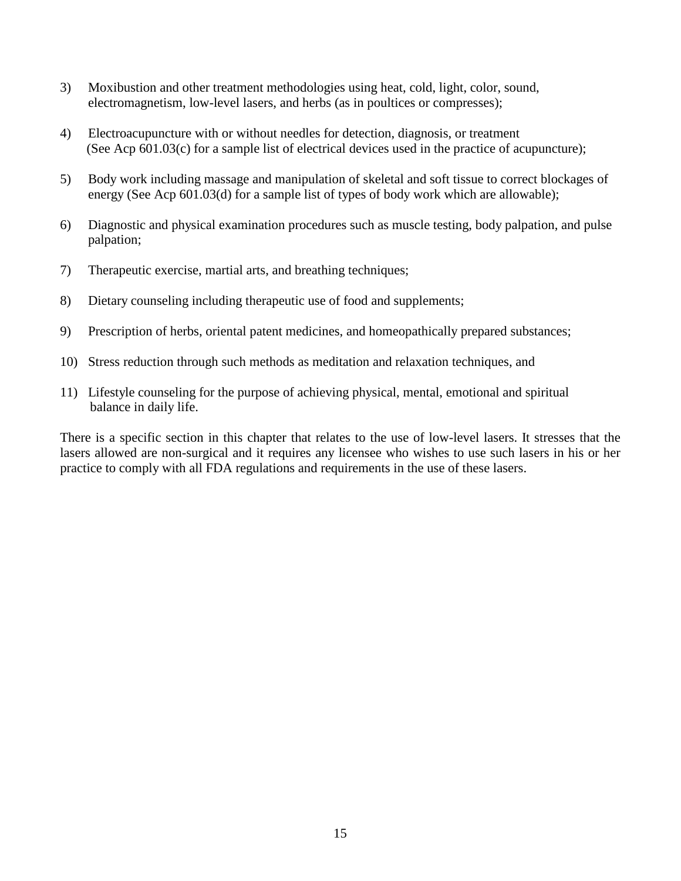3) Moxibustion and other treatment methodologies using heat, cold, light, color, sound, electromagnetism, low-level lasers, and herbs (as in poultices or compresses);

4) Electroacupuncture with or without needles for detection, diagnosis, or treatment (See Acp 601.03(c) for a sample list of electrical devices used in the practice of acupuncture);

5) Body work including massage and manipulation of skeletal and soft tissue to correct blockages of energy (See Acp 601.03(d) for a sample list of types of body work which are allowable);

6) Diagnostic and physical examination procedures such as muscle testing, body palpation, and pulse palpation;

7) Therapeutic exercise, martial arts, and breathing techniques;

8) Dietary counseling including therapeutic use of food and supplements;

9) Prescription of herbs, oriental patent medicines, and homeopathically prepared substances;

10) Stress reduction through such methods as meditation and relaxation techniques, and

11) Lifestyle counseling for the purpose of achieving physical, mental, emotional and spiritual balance in daily life.

There is a specific section in this chapter that relates to the use of low-level lasers. It stresses that the lasers allowed are non-surgical and it requires any licensee who wishes to use such lasers in his or her practice to comply with all FDA regulations and requirements in the use of these lasers.